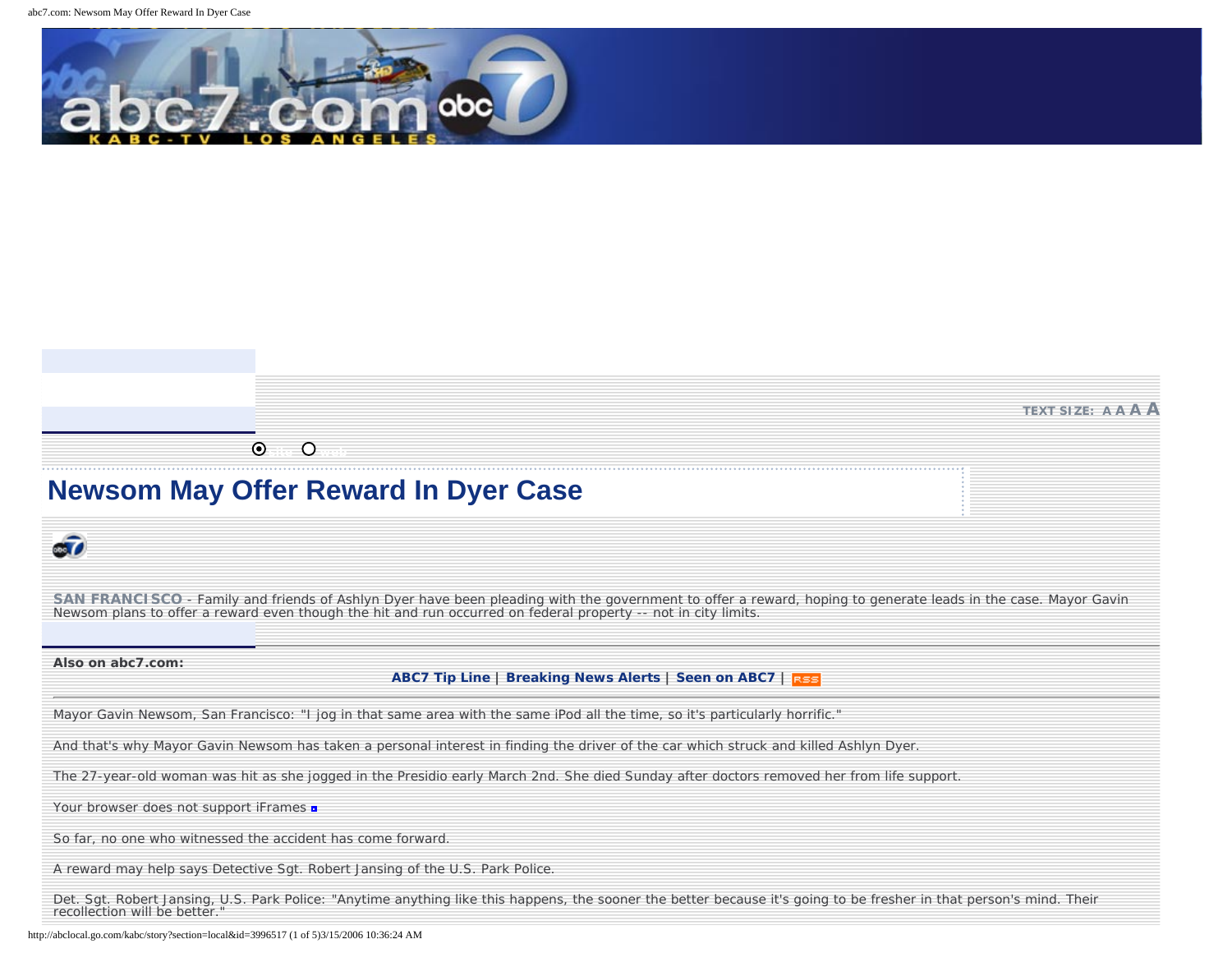TEXT SIZE: A A A A

# Newsom May Offer Reward In Dyer Case

**SAN FRANCISCO** - Family and friends of Ashlyn Dyer have been pleading with the government to offer a reward, hoping to generate leads in the case. Mayor Gavin Newsom plans to offer a reward even though the hit and run occurred on federal property -- not in city limits.

**Also on abc7.com:**

**ABC7 Tip Line** | **Breaking News Alerts** | **Seen on ABC7** | RSS

Mayor Gavin Newsom, San Francisco: "I jog in that same area with the same iPod all the time, so it's particularly horrific."

And that's why Mayor Gavin Newsom has taken a personal interest in finding the driver of the car which struck and killed Ashlyn Dyer.

The 27-year-old woman was hit as she jogged in the Presidio early March 2nd. She died Sunday after doctors removed her from life support.

Your browser does not support iFrames

So far, no one who witnessed the accident has come forward.

A reward may help says Detective Sgt. Robert Jansing of the U.S. Park Police.

Det. Sgt. Robert Jansing, U.S. Park Police: "Anytime anything like this happens, the sooner the better because it's going to be fresher in that person's mind. Their recollection will be better."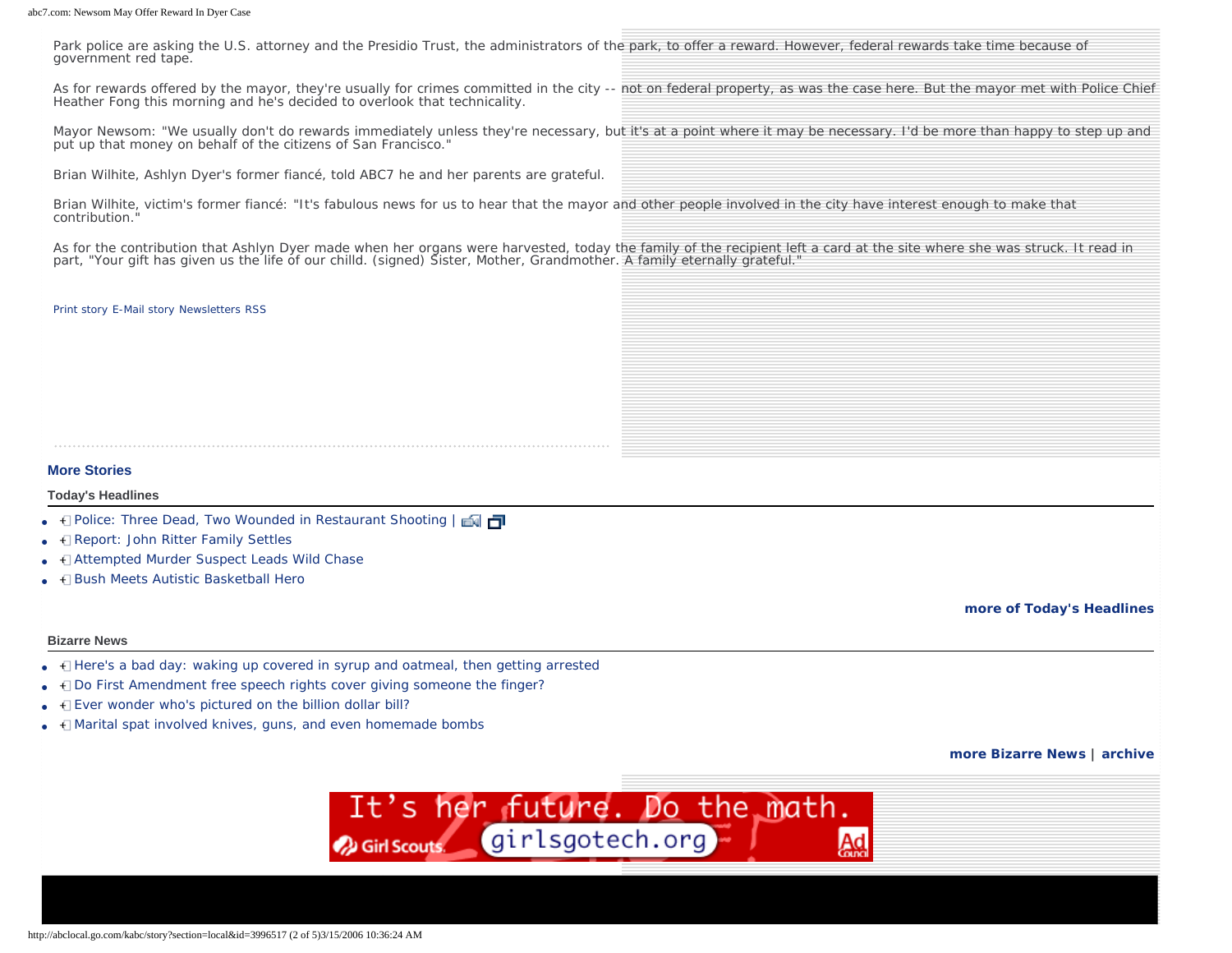Park police are asking the U.S. attorney and the Presidio Trust, the administrators of the park, to offer a reward. However, federal rewards take time because of government red tape.

As for rewards offered by the mayor, they're usually for crimes committed in the city -- not on federal property, as was the case here. But the mayor met with Police Chief Heather Fong this morning and he's decided to overlook that technicality.

Mayor Newsom: "We usually don't do rewards immediately unless they're necessary, but it's at a point where it may be necessary. I'd be more than happy to step up and put up that money on behalf of the citizens of San Francisco."

Brian Wilhite, Ashlyn Dyer's former fiancé, told ABC7 he and her parents are grateful.

Brian Wilhite, victim's former fiancé: "It's fabulous news for us to hear that the mayor and other people involved in the city have interest enough to make that contribution."

As for the contribution that Ashlyn Dyer made when her organs were harvested, today the family of the recipient left a card at the site where she was struck. It read in part, "Your gift has given us the life of our chilld. (signed) Sister, Mother, Grandmother. A family eternally grateful."

Print story E-Mail story Newsletters RSS

### More Stories

#### Today's Headlines

- Police: Three Dead, Two Wounded in Restaurant Shooting |
- Report: John Ritter Family Settles
- Attempted Murder Suspect Leads Wild Chase
- Bush Meets Autistic Basketball Hero

**more of Today's Headlines**

#### Bizarre News

- Here's a bad day: waking up covered in syrup and oatmeal, then getting arrested
- Do First Amendment free speech rights cover giving someone the finger?
- Ever wonder who's pictured on the billion dollar bill?
- Marital spat involved knives, guns, and even homemade bombs

**more Bizarre News | archive**

It's her future. Do the math. Girl Scouts. girlsgotech.org Ad Council